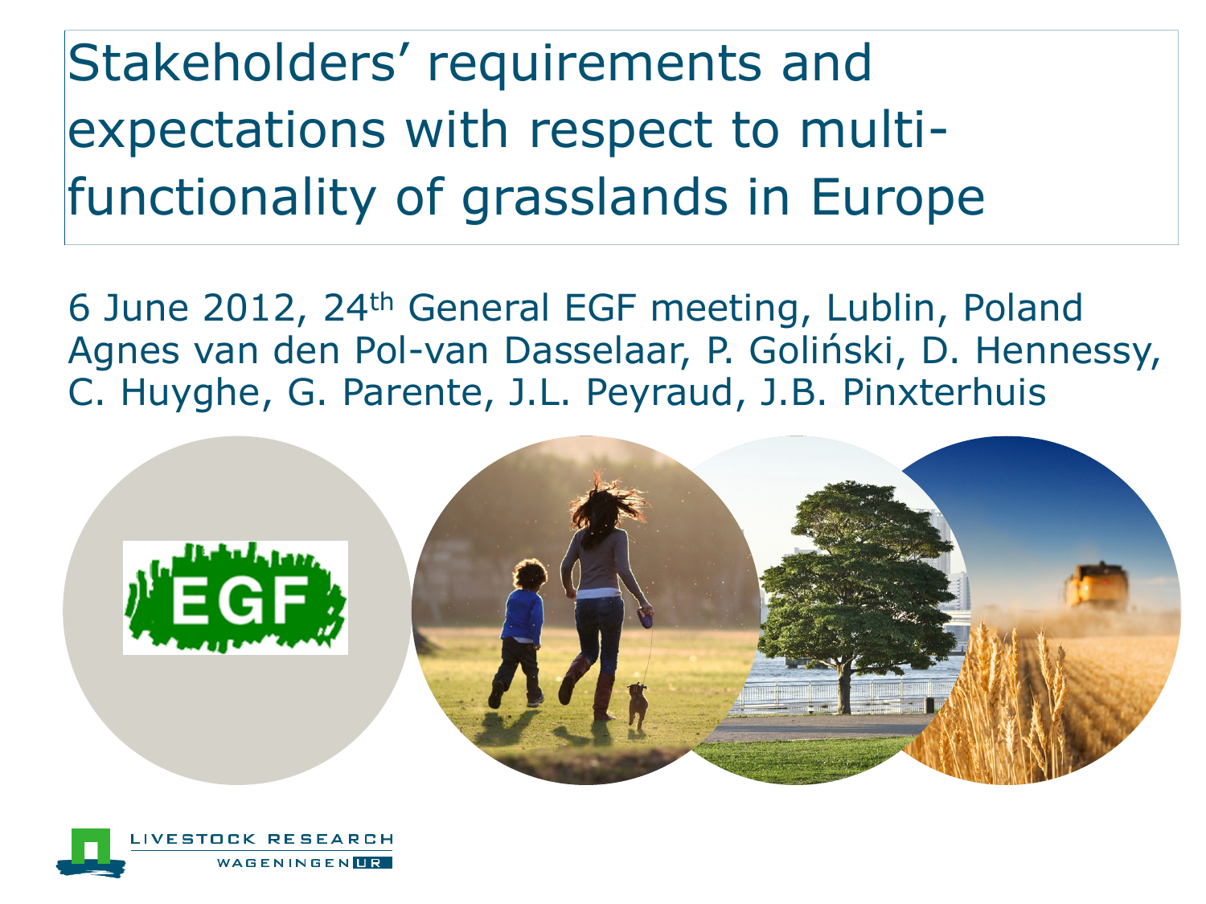# Stakeholders' requirements and expectations with respect to multi-functionality of grasslands in Europe

6 June 2012, 24th General EGF meeting, Lublin, Poland

Agnes van den Pol-van Dasselaar, P. Goliński, D. Hennessy, C. Huyghe, G. Parente, J.L. Peyraud, J.B. Pinxterhuis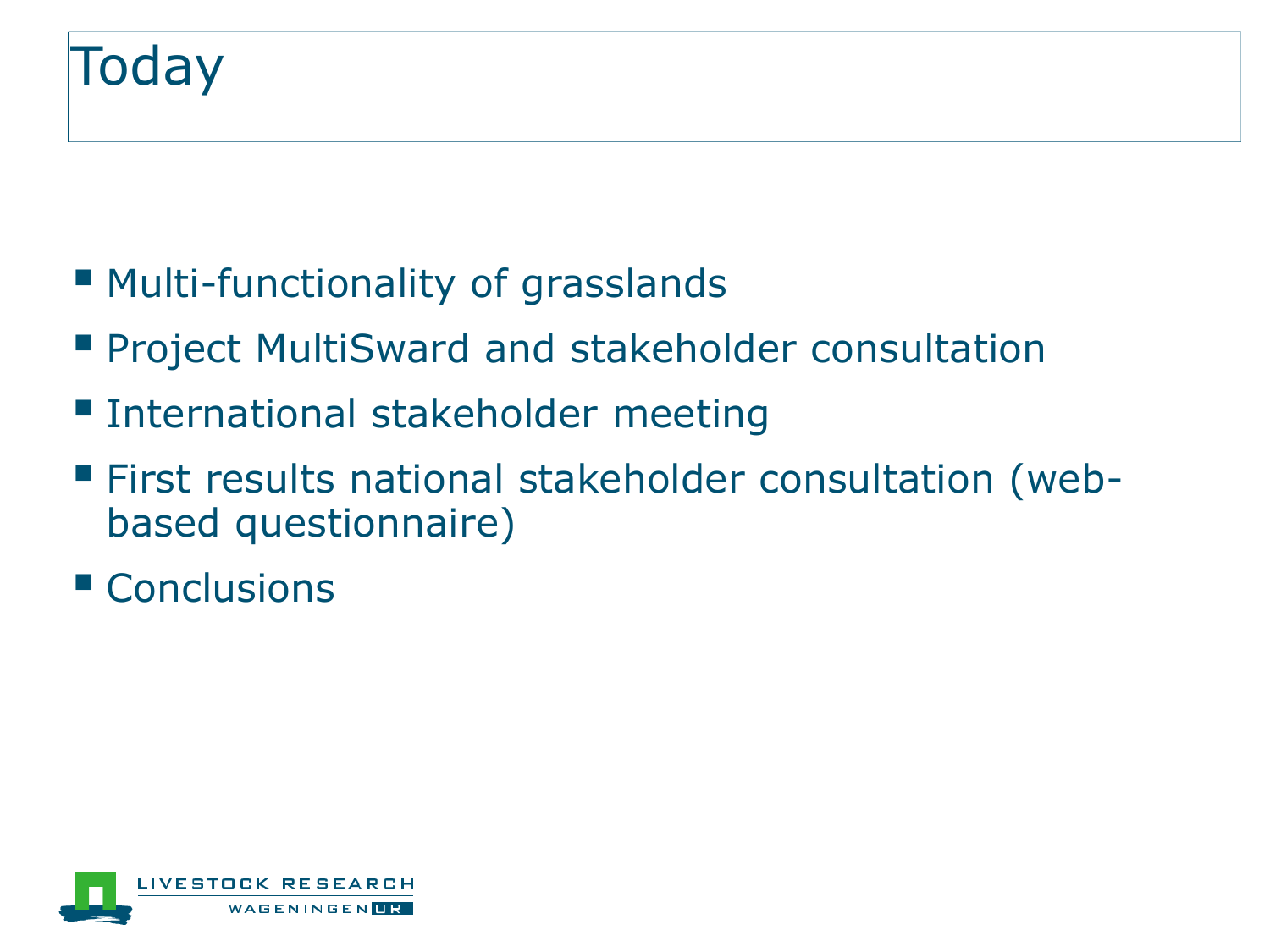# Today

- Multi-functionality of grasslands
- Project MultiSward and stakeholder consultation
- International stakeholder meeting
- First results national stakeholder consultation (web-based questionnaire)
- Conclusions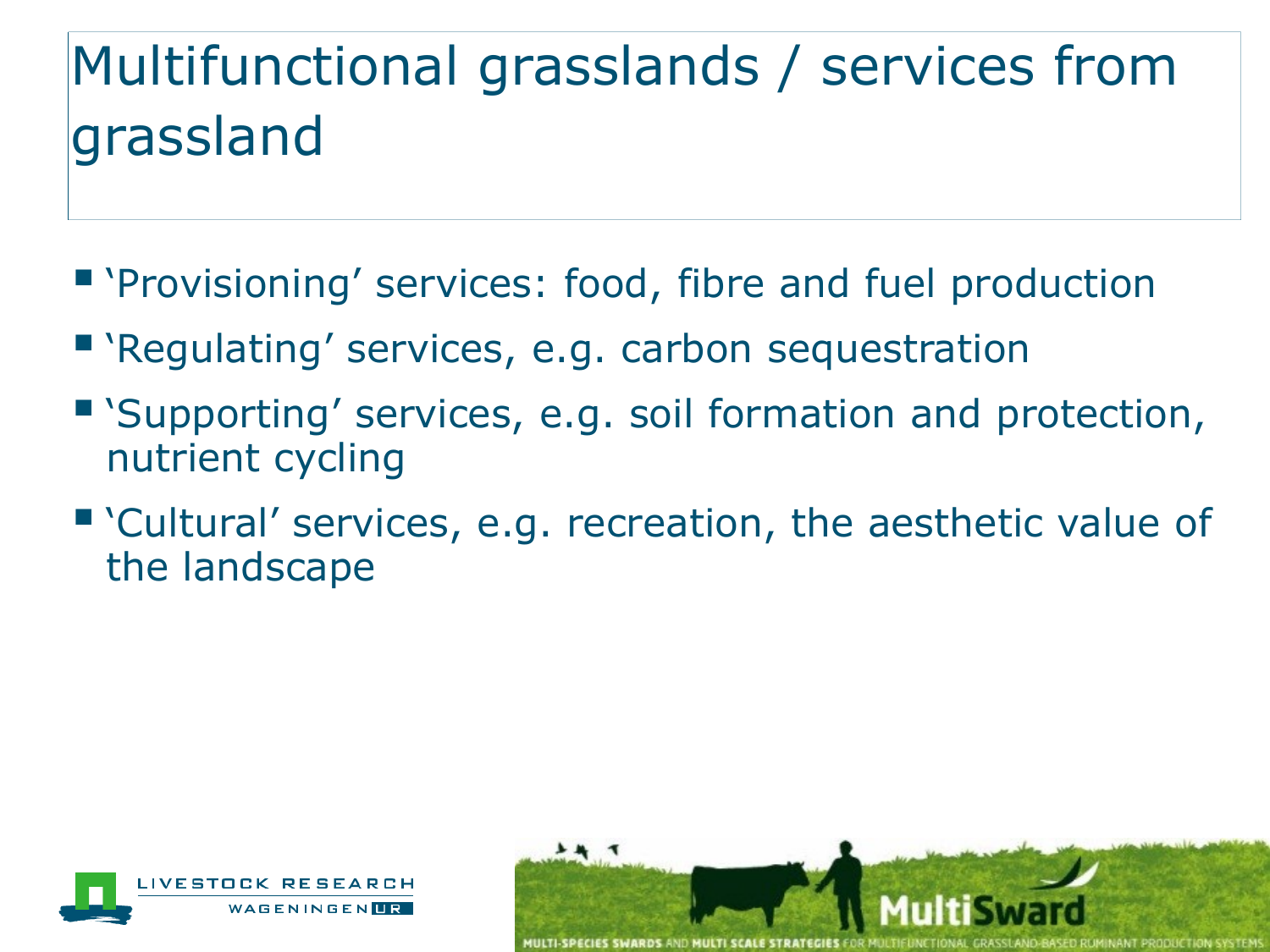# Multifunctional grasslands / services from grassland

- 'Provisioning' services: food, fibre and fuel production
- 'Regulating' services, e.g. carbon sequestration
- 'Supporting' services, e.g. soil formation and protection, nutrient cycling
- 'Cultural' services, e.g. recreation, the aesthetic value of the landscape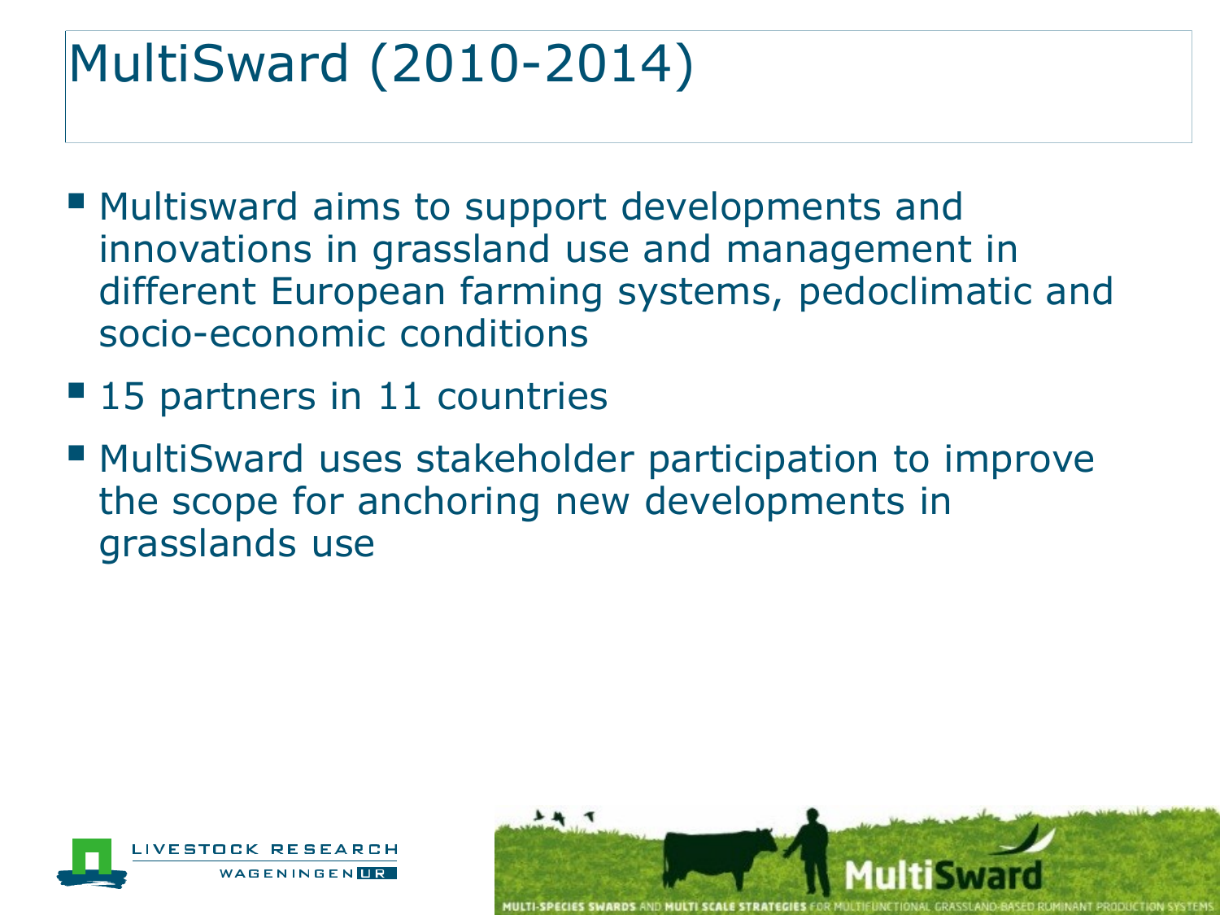# MultiSward (2010-2014)

- Multisward aims to support developments and innovations in grassland use and management in different European farming systems, pedoclimatic and socio-economic conditions
- 15 partners in 11 countries
- MultiSward uses stakeholder participation to improve the scope for anchoring new developments in grasslands use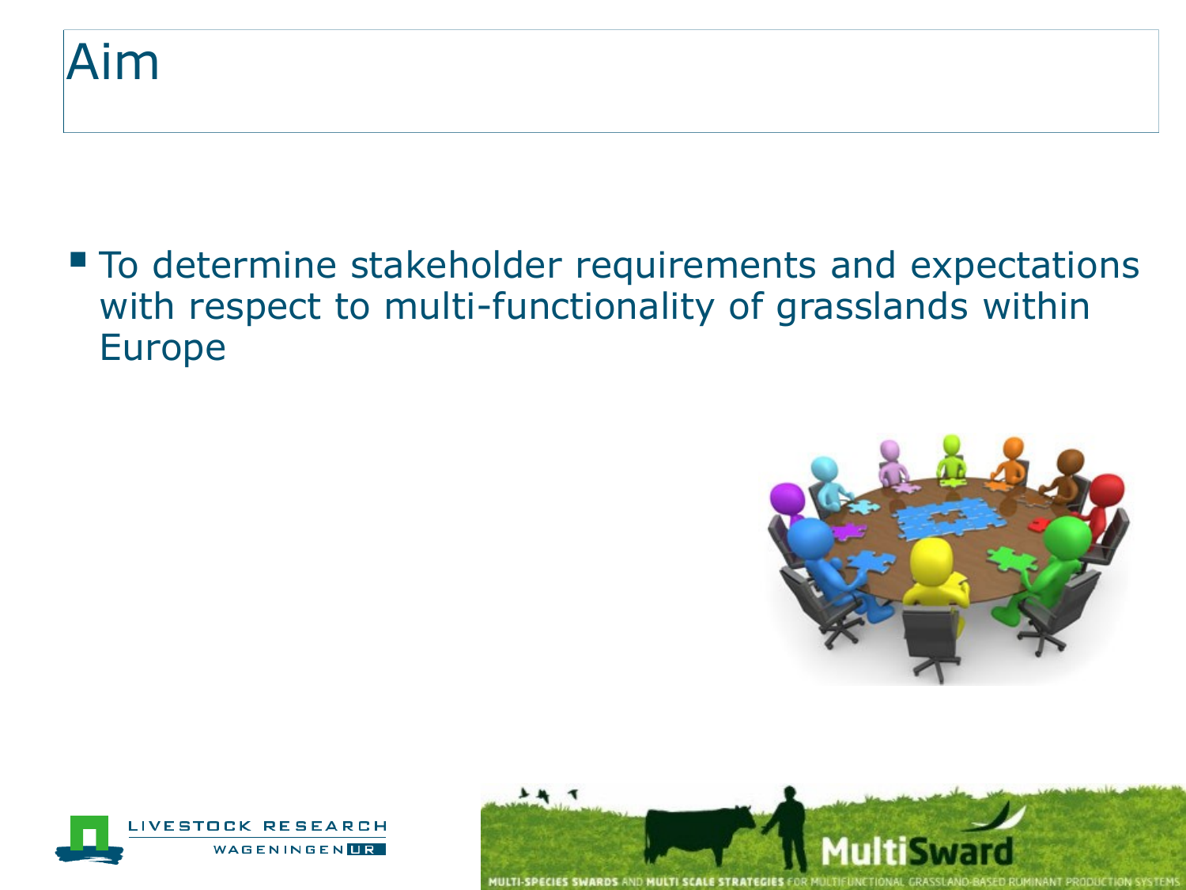# Aim

- To determine stakeholder requirements and expectations with respect to multi-functionality of grasslands within Europe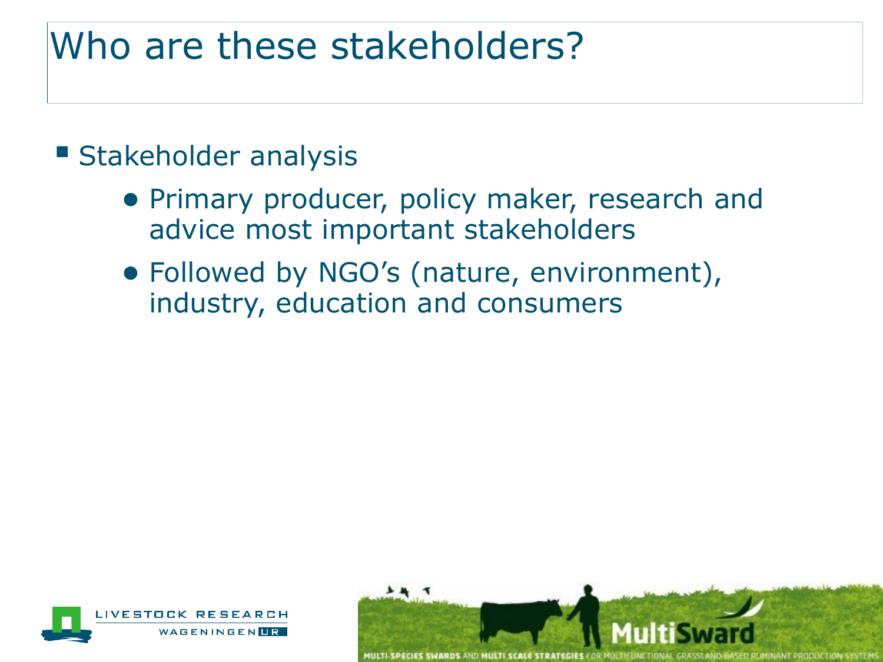# Who are these stakeholders?

- Stakeholder analysis
  - Primary producer, policy maker, research and advice most important stakeholders
  - Followed by NGO's (nature, environment), industry, education and consumers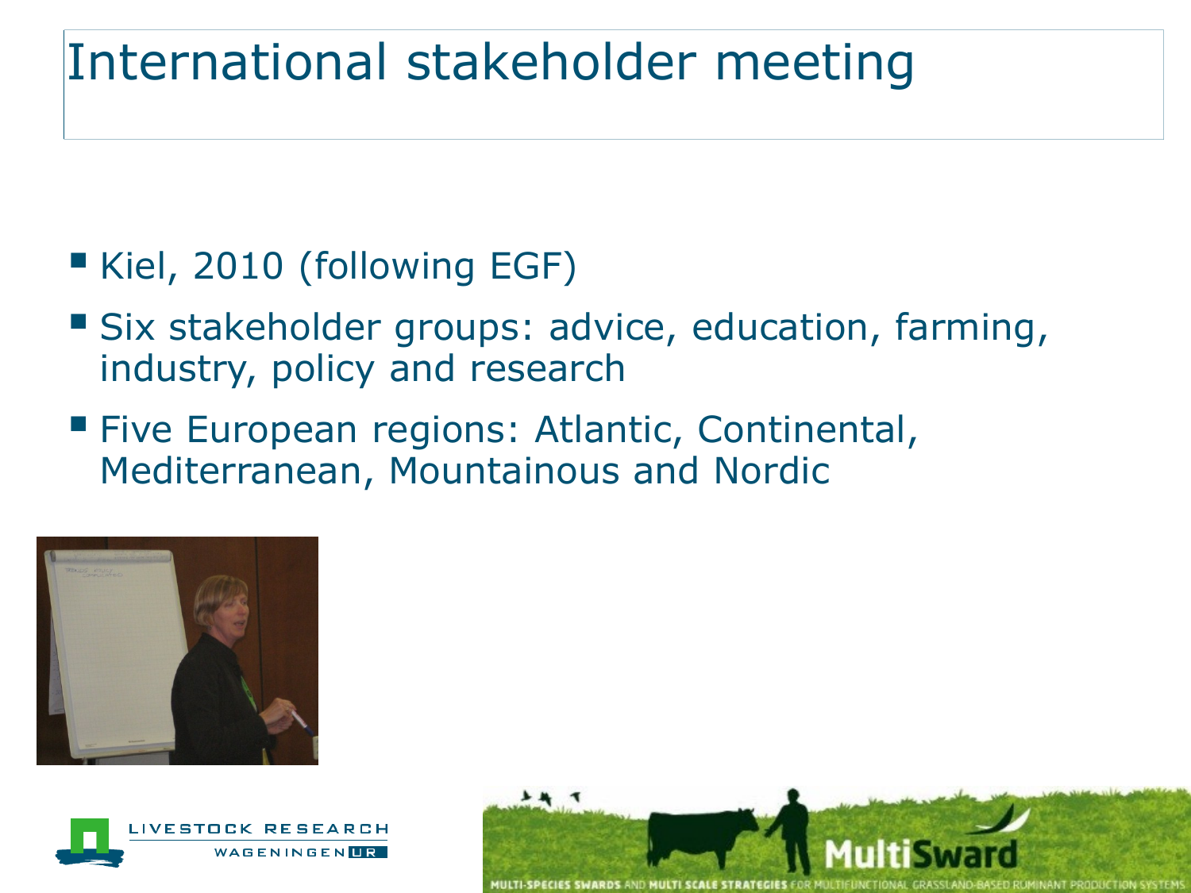# International stakeholder meeting

- Kiel, 2010 (following EGF)
- Six stakeholder groups: advice, education, farming, industry, policy and research
- Five European regions: Atlantic, Continental, Mediterranean, Mountainous and Nordic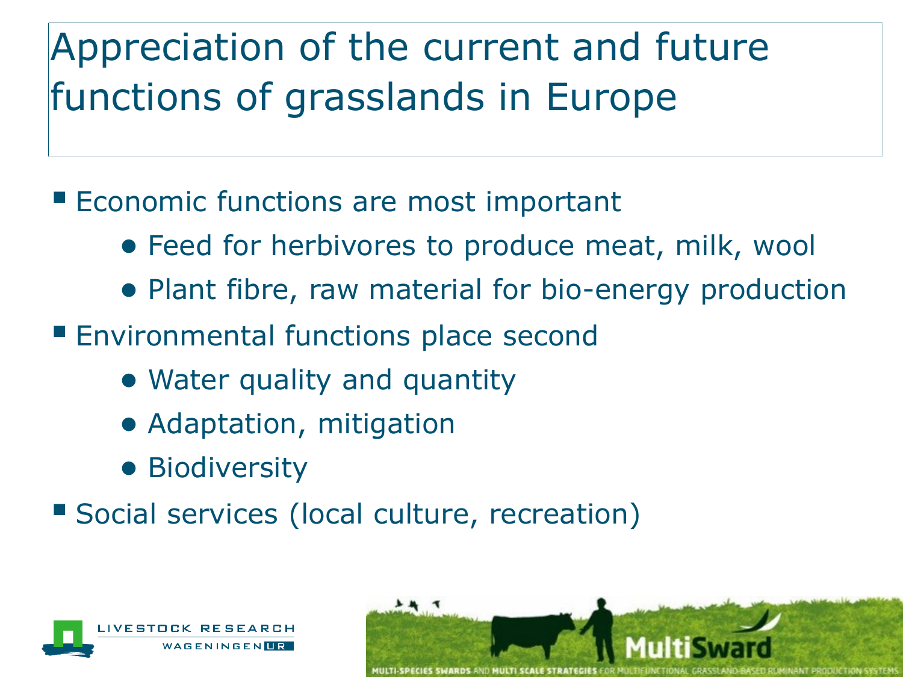# Appreciation of the current and future functions of grasslands in Europe

- Economic functions are most important
  - Feed for herbivores to produce meat, milk, wool
  - Plant fibre, raw material for bio-energy production
- Environmental functions place second
  - Water quality and quantity
  - Adaptation, mitigation
  - Biodiversity
- Social services (local culture, recreation)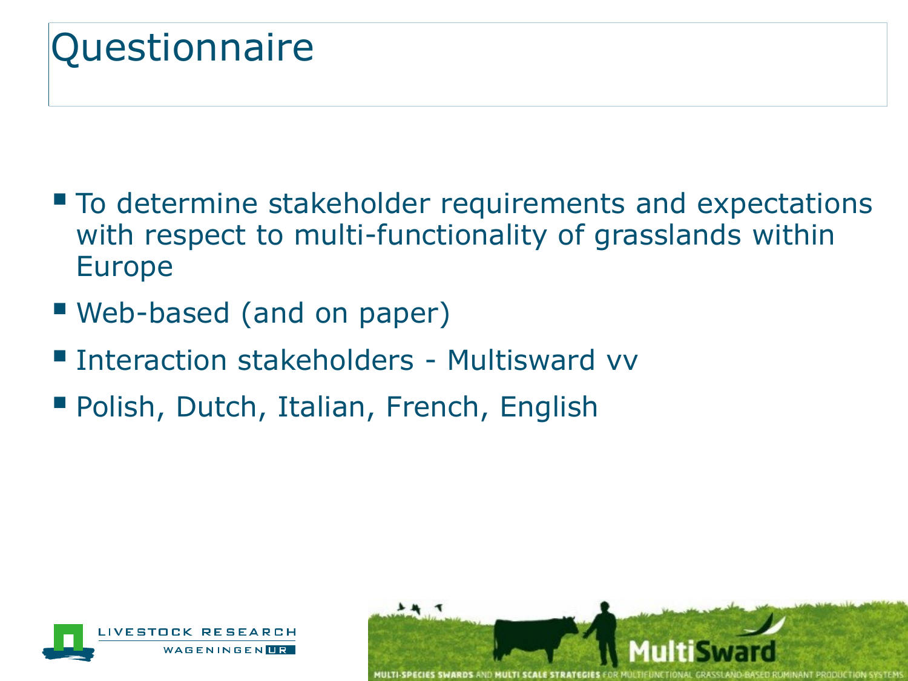# Questionnaire

- To determine stakeholder requirements and expectations with respect to multi-functionality of grasslands within Europe
- Web-based (and on paper)
- Interaction stakeholders - Multisward vv
- Polish, Dutch, Italian, French, English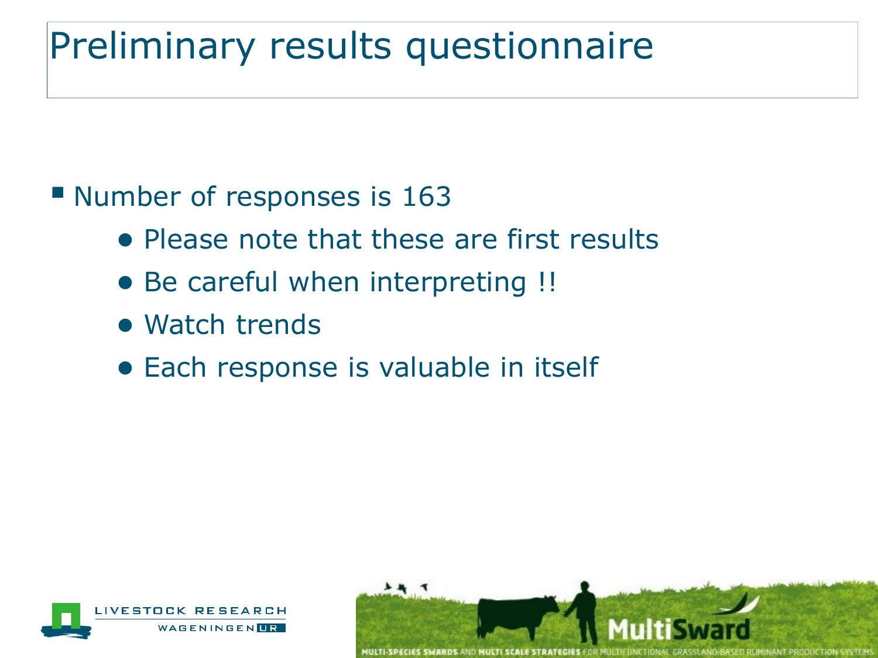# Preliminary results questionnaire

- Number of responses is 163
  - Please note that these are first results
  - Be careful when interpreting !!
  - Watch trends
  - Each response is valuable in itself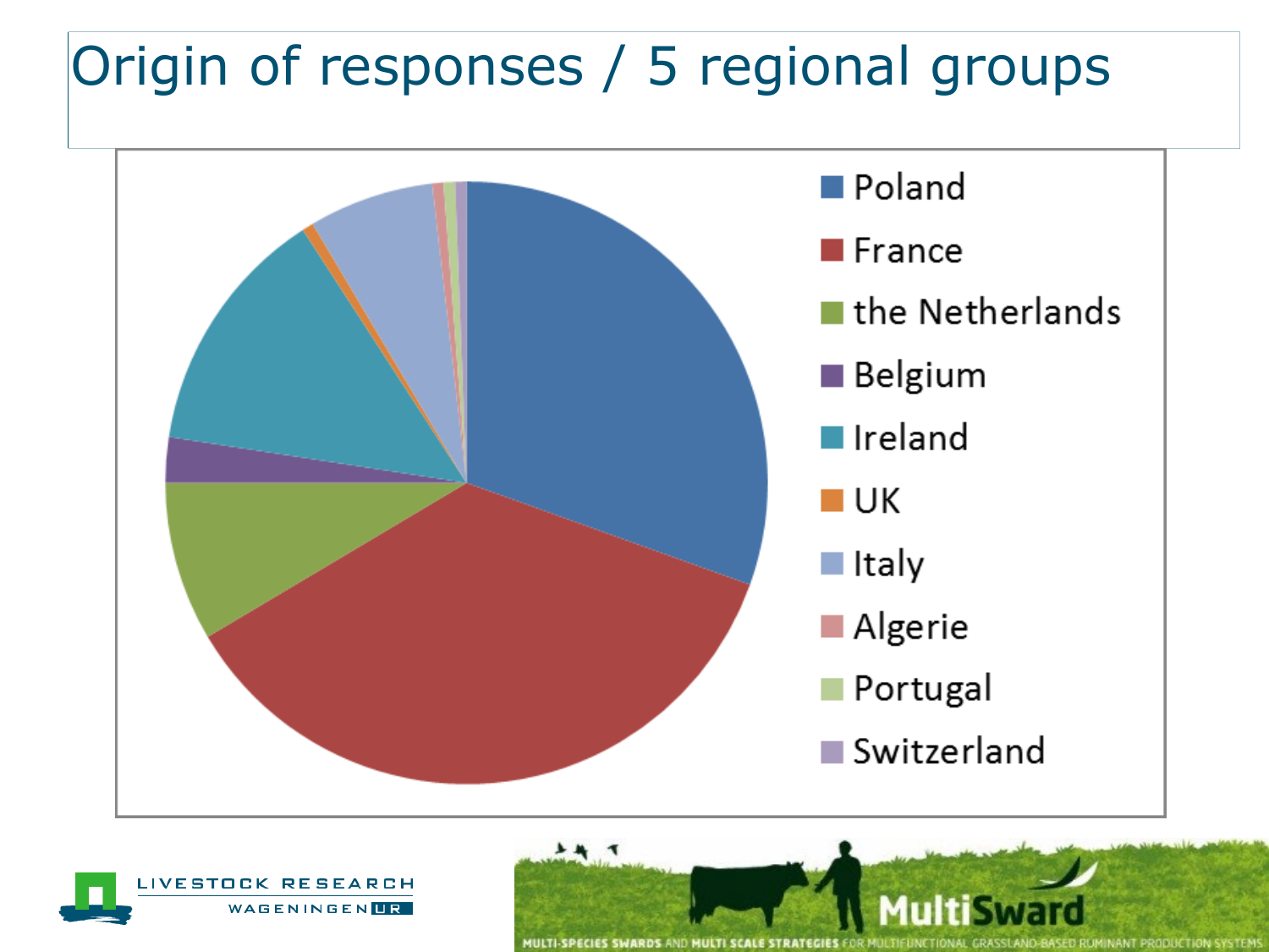# Origin of responses / 5 regional groups

- Poland
- France
- the Netherlands
- Belgium
- Ireland
- UK
- Italy
- Algerie
- Portugal
- Switzerland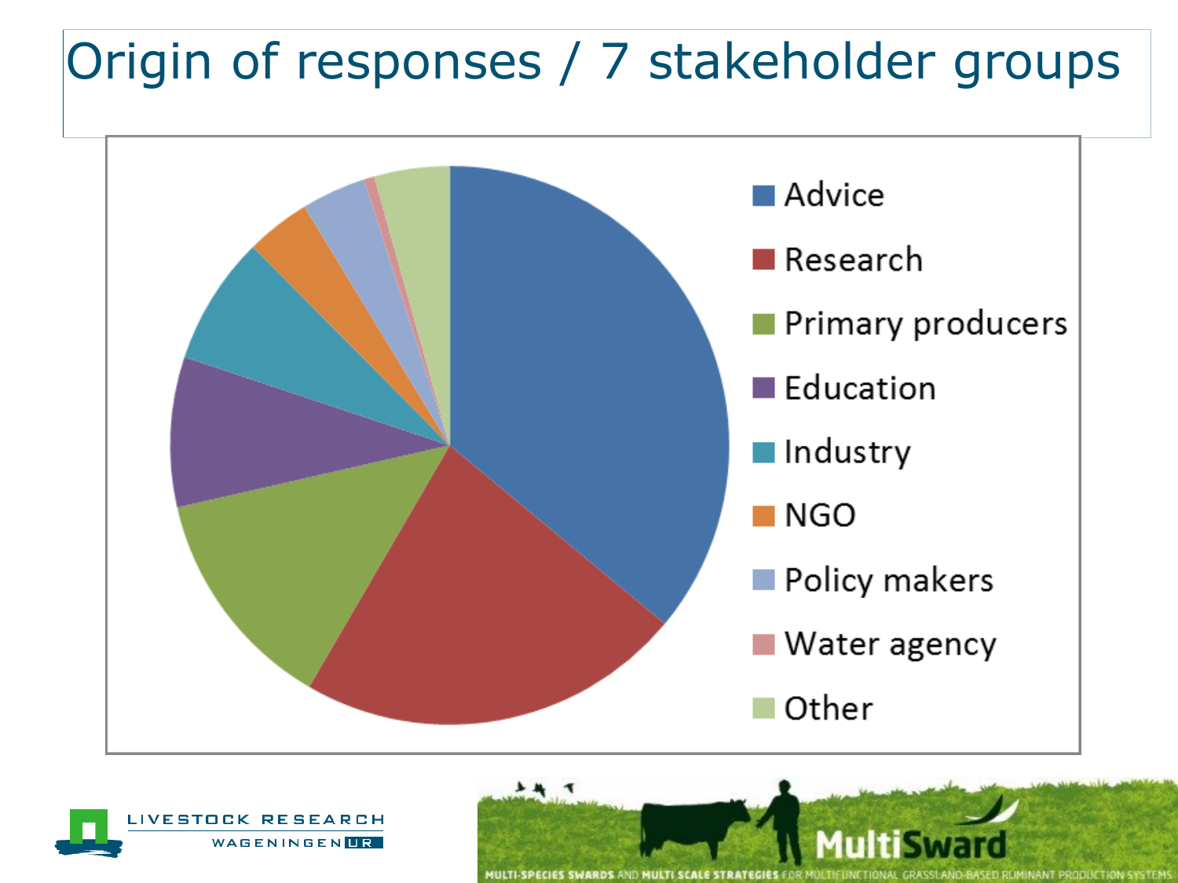# Origin of responses / 7 stakeholder groups

- Advice
- Research
- Primary producers
- Education
- Industry
- NGO
- Policy makers
- Water agency
- Other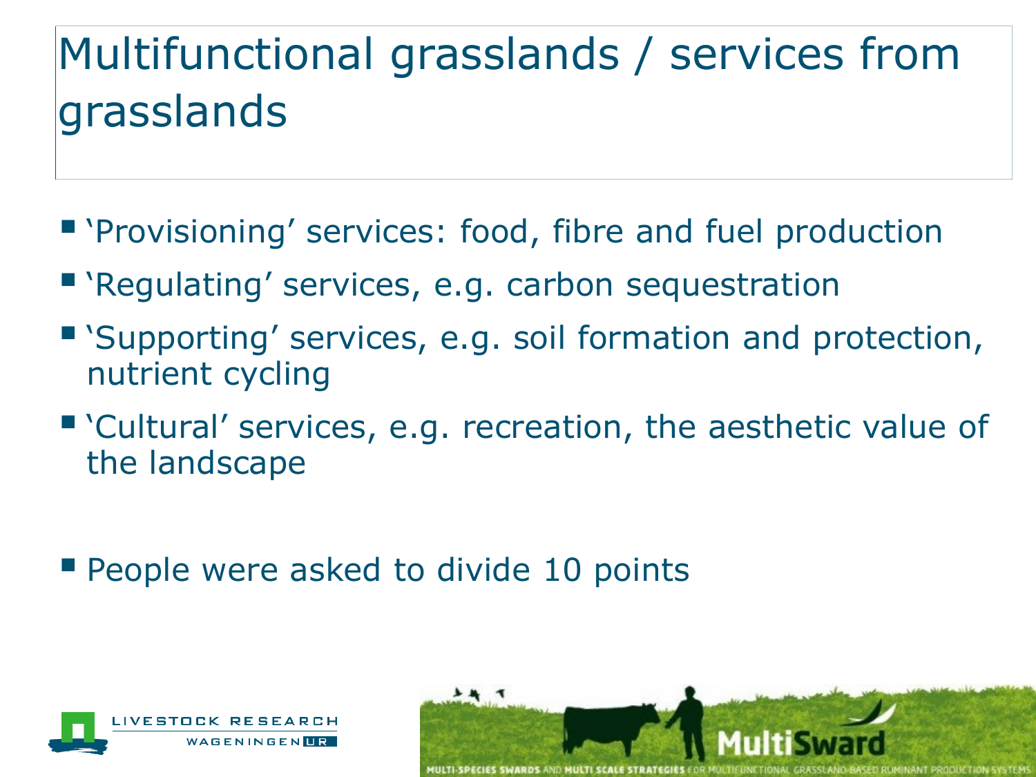# Multifunctional grasslands / services from grasslands

- 'Provisioning' services: food, fibre and fuel production
- 'Regulating' services, e.g. carbon sequestration
- 'Supporting' services, e.g. soil formation and protection, nutrient cycling
- 'Cultural' services, e.g. recreation, the aesthetic value of the landscape

- People were asked to divide 10 points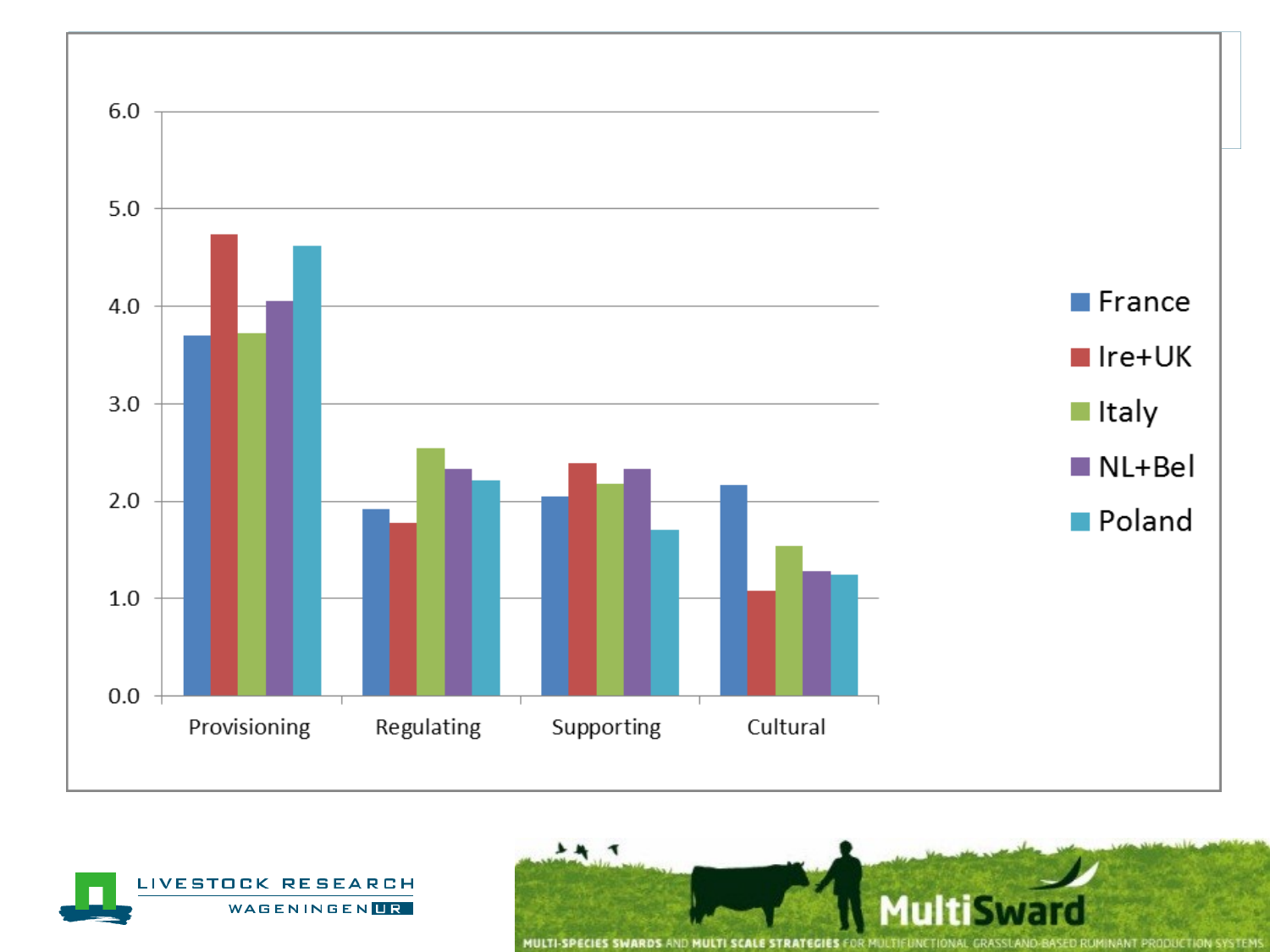6.0
5.0
4.0
3.0
2.0
1.0
0.0

Provisioning | Regulating | Supporting | Cultural

- France
- Ire+UK
- Italy
- NL+Bel
- Poland

LIVESTOCK RESEARCH
WAGENINGEN UR

MultiSward
MULTI-SPECIES SWARDS AND MULTI SCALE STRATEGIES FOR MULTIFUNCTIONAL GRASSLAND-BASED RUMINANT PRODUCTION SYSTEMS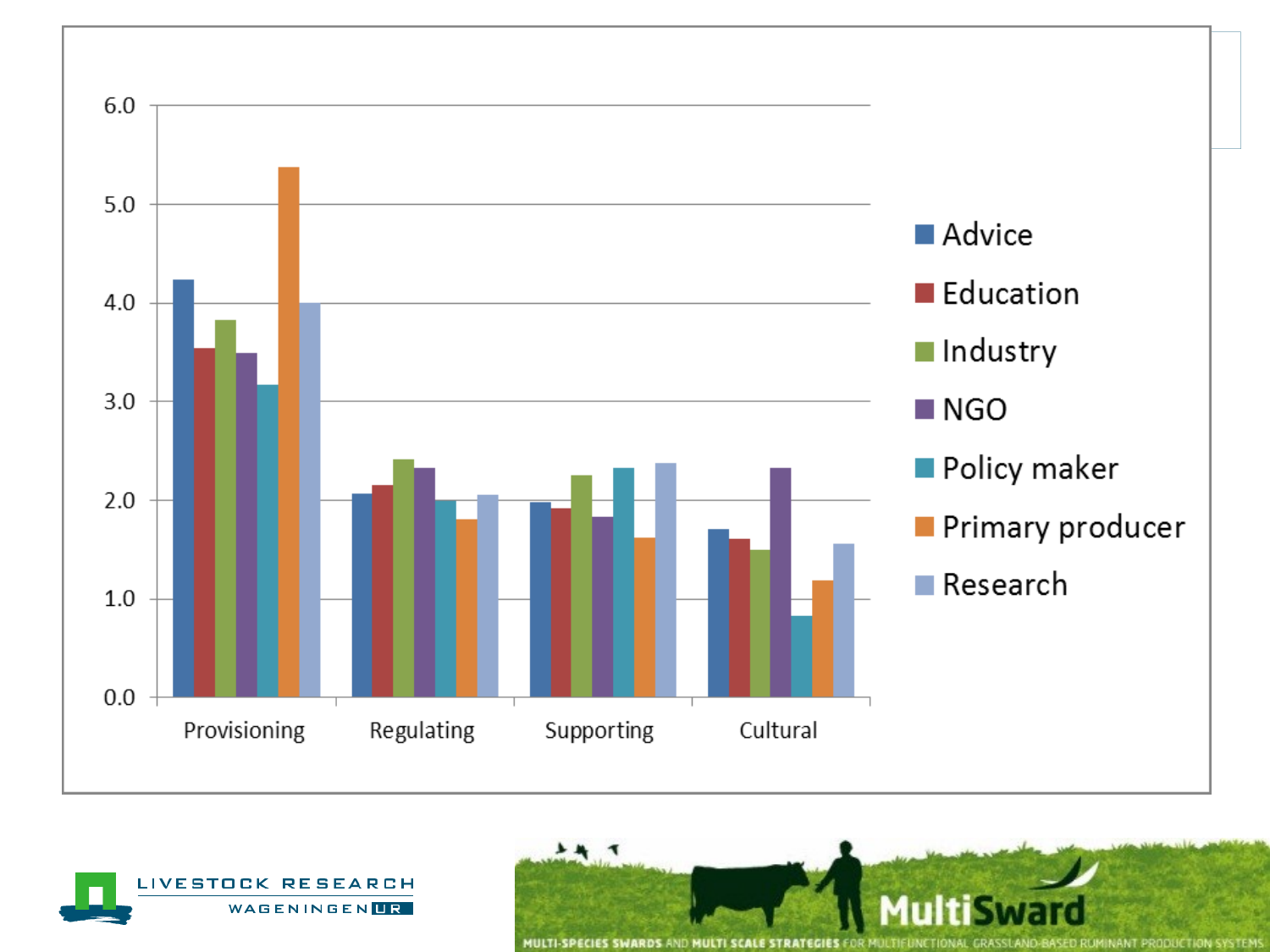6.0
5.0
4.0
3.0
2.0
1.0
0.0

Provisioning | Regulating | Supporting | Cultural

- Advice
- Education
- Industry
- NGO
- Policy maker
- Primary producer
- Research

LIVESTOCK RESEARCH
WAGENINGEN UR

MultiSward
MULTI-SPECIES SWARDS AND MULTI SCALE STRATEGIES FOR MULTIFUNCTIONAL GRASSLAND-BASED RUMINANT PRODUCTION SYSTEMS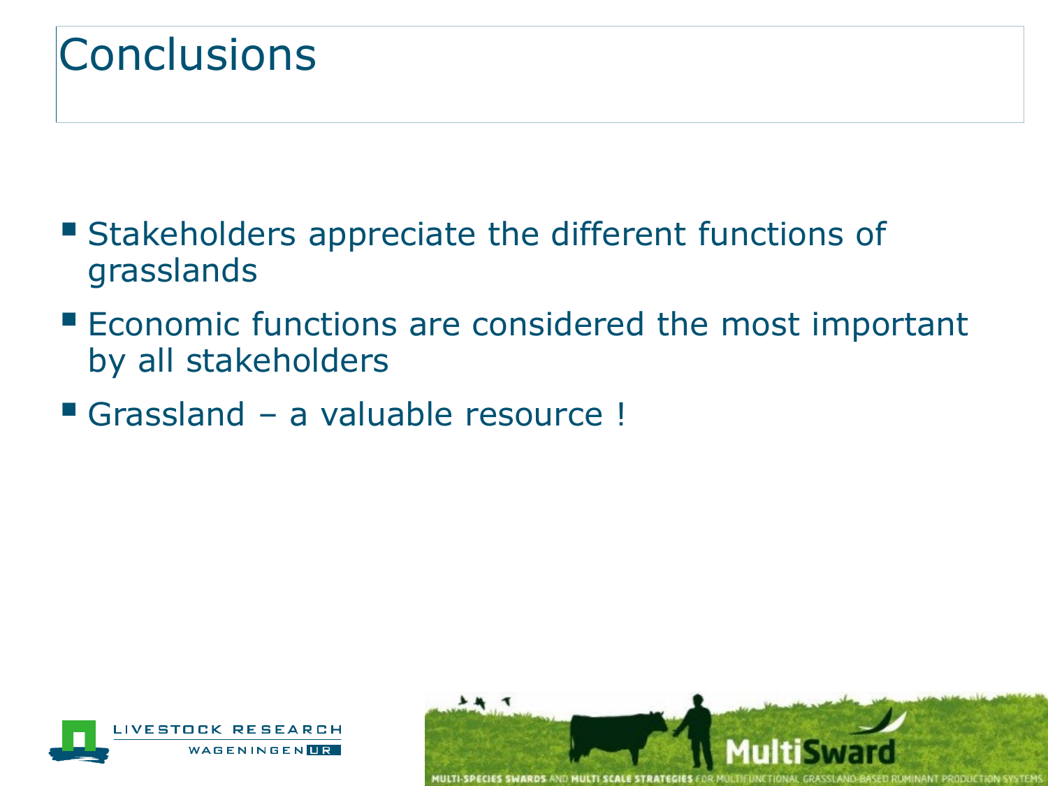# Conclusions

- Stakeholders appreciate the different functions of grasslands
- Economic functions are considered the most important by all stakeholders
- Grassland – a valuable resource !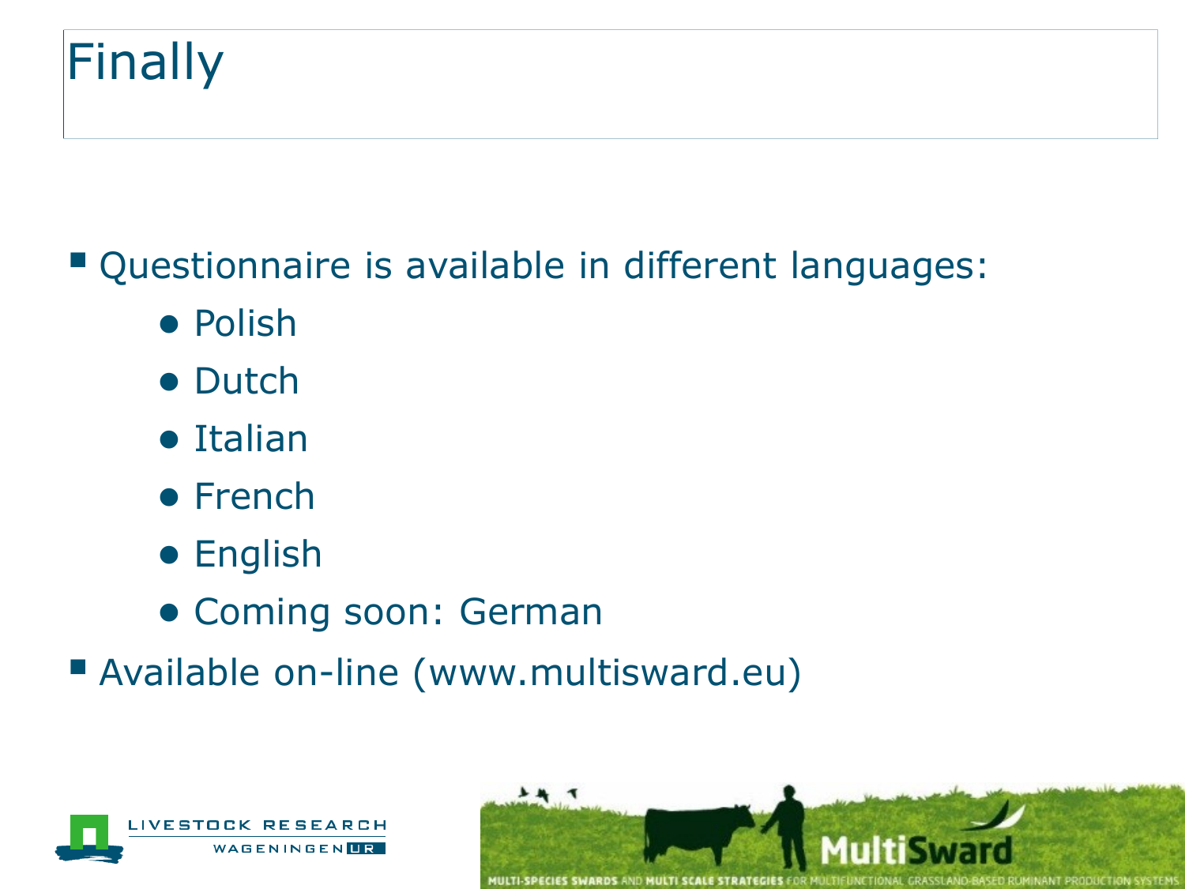# Finally

- Questionnaire is available in different languages:
  - Polish
  - Dutch
  - Italian
  - French
  - English
  - Coming soon: German
- Available on-line (www.multisward.eu)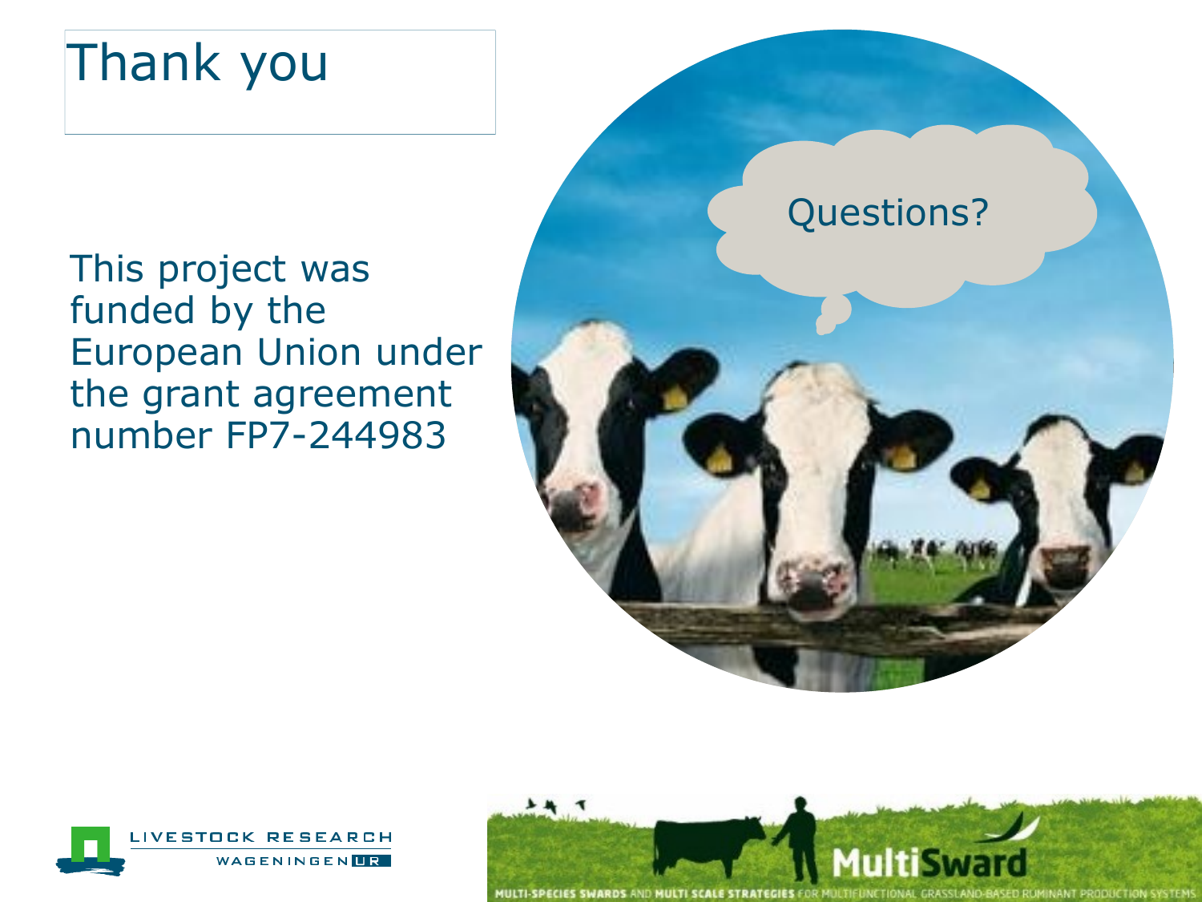# Thank you

This project was funded by the European Union under the grant agreement number FP7-244983